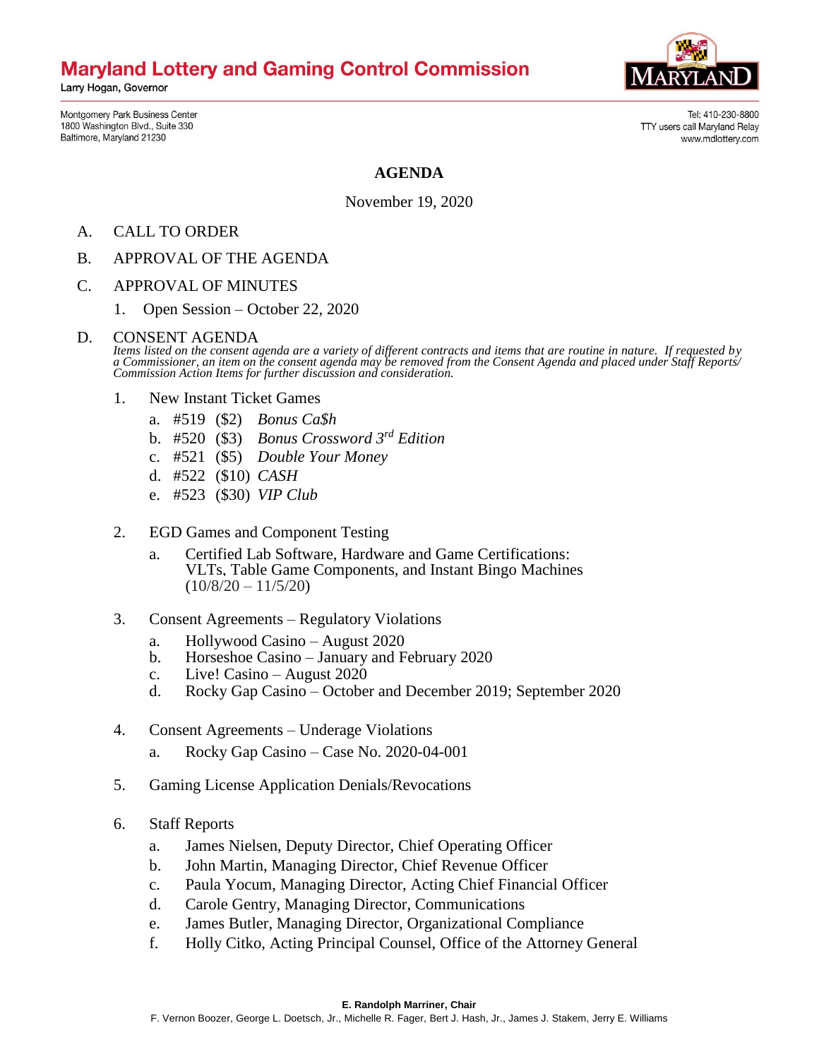**Maryland Lottery and Gaming Control Commission**

Larry Hogan, Governor

Montgomery Park Business Center
1800 Washington Blvd., Suite 330
Baltimore, Maryland 21230

Tel: 410-230-8800
TTY users call Maryland Relay
www.mdlottery.com

# AGENDA

November 19, 2020

A. CALL TO ORDER

B. APPROVAL OF THE AGENDA

C. APPROVAL OF MINUTES

1. Open Session – October 22, 2020

D. CONSENT AGENDA

*Items listed on the consent agenda are a variety of different contracts and items that are routine in nature. If requested by a Commissioner, an item on the consent agenda may be removed from the Consent Agenda and placed under Staff Reports/ Commission Action Items for further discussion and consideration.*

1. New Instant Ticket Games
   a. #519 ($2) *Bonus Ca$h*
   b. #520 ($3) *Bonus Crossword 3rd Edition*
   c. #521 ($5) *Double Your Money*
   d. #522 ($10) *CASH*
   e. #523 ($30) *VIP Club*

2. EGD Games and Component Testing
   a. Certified Lab Software, Hardware and Game Certifications: VLTs, Table Game Components, and Instant Bingo Machines (10/8/20 – 11/5/20)

3. Consent Agreements – Regulatory Violations
   a. Hollywood Casino – August 2020
   b. Horseshoe Casino – January and February 2020
   c. Live! Casino – August 2020
   d. Rocky Gap Casino – October and December 2019; September 2020

4. Consent Agreements – Underage Violations
   a. Rocky Gap Casino – Case No. 2020-04-001

5. Gaming License Application Denials/Revocations

6. Staff Reports
   a. James Nielsen, Deputy Director, Chief Operating Officer
   b. John Martin, Managing Director, Chief Revenue Officer
   c. Paula Yocum, Managing Director, Acting Chief Financial Officer
   d. Carole Gentry, Managing Director, Communications
   e. James Butler, Managing Director, Organizational Compliance
   f. Holly Citko, Acting Principal Counsel, Office of the Attorney General

**E. Randolph Marriner, Chair**

F. Vernon Boozer, George L. Doetsch, Jr., Michelle R. Fager, Bert J. Hash, Jr., James J. Stakem, Jerry E. Williams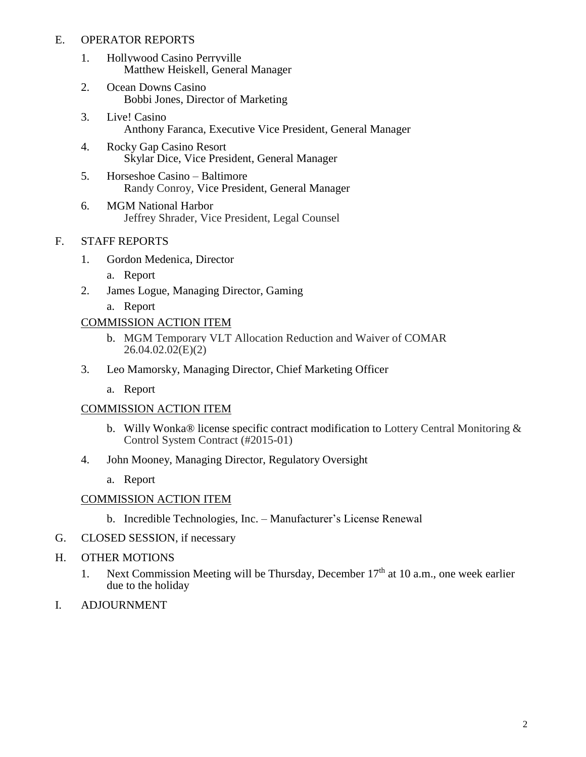E. OPERATOR REPORTS

1. Hollywood Casino Perryville
   Matthew Heiskell, General Manager
2. Ocean Downs Casino
   Bobbi Jones, Director of Marketing
3. Live! Casino
   Anthony Faranca, Executive Vice President, General Manager
4. Rocky Gap Casino Resort
   Skylar Dice, Vice President, General Manager
5. Horseshoe Casino – Baltimore
   Randy Conroy, Vice President, General Manager
6. MGM National Harbor
   Jeffrey Shrader, Vice President, Legal Counsel

F. STAFF REPORTS

1. Gordon Medenica, Director
   a. Report
2. James Logue, Managing Director, Gaming
   a. Report

COMMISSION ACTION ITEM

   b. MGM Temporary VLT Allocation Reduction and Waiver of COMAR 26.04.02.02(E)(2)

3. Leo Mamorsky, Managing Director, Chief Marketing Officer
   a. Report

COMMISSION ACTION ITEM

   b. Willy Wonka® license specific contract modification to Lottery Central Monitoring & Control System Contract (#2015-01)

4. John Mooney, Managing Director, Regulatory Oversight
   a. Report

COMMISSION ACTION ITEM

   b. Incredible Technologies, Inc. – Manufacturer's License Renewal

G. CLOSED SESSION, if necessary

H. OTHER MOTIONS

1. Next Commission Meeting will be Thursday, December 17th at 10 a.m., one week earlier due to the holiday

I. ADJOURNMENT